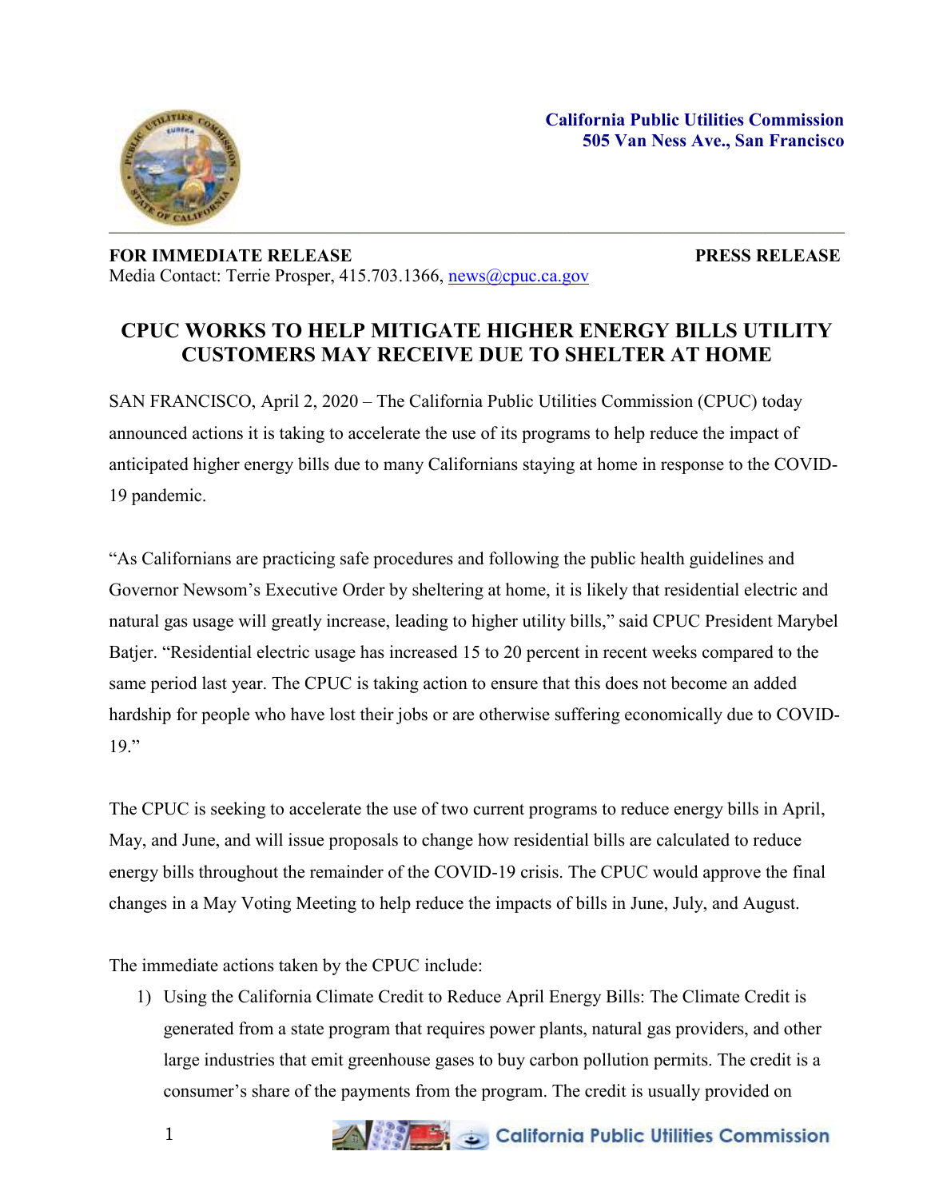**California Public Utilities Commission**
**505 Van Ness Ave., San Francisco**

---

**FOR IMMEDIATE RELEASE** **PRESS RELEASE**

Media Contact: Terrie Prosper, 415.703.1366, news@cpuc.ca.gov

# CPUC WORKS TO HELP MITIGATE HIGHER ENERGY BILLS UTILITY CUSTOMERS MAY RECEIVE DUE TO SHELTER AT HOME

SAN FRANCISCO, April 2, 2020 – The California Public Utilities Commission (CPUC) today announced actions it is taking to accelerate the use of its programs to help reduce the impact of anticipated higher energy bills due to many Californians staying at home in response to the COVID-19 pandemic.

"As Californians are practicing safe procedures and following the public health guidelines and Governor Newsom's Executive Order by sheltering at home, it is likely that residential electric and natural gas usage will greatly increase, leading to higher utility bills," said CPUC President Marybel Batjer. "Residential electric usage has increased 15 to 20 percent in recent weeks compared to the same period last year. The CPUC is taking action to ensure that this does not become an added hardship for people who have lost their jobs or are otherwise suffering economically due to COVID-19."

The CPUC is seeking to accelerate the use of two current programs to reduce energy bills in April, May, and June, and will issue proposals to change how residential bills are calculated to reduce energy bills throughout the remainder of the COVID-19 crisis. The CPUC would approve the final changes in a May Voting Meeting to help reduce the impacts of bills in June, July, and August.

The immediate actions taken by the CPUC include:

1) Using the California Climate Credit to Reduce April Energy Bills: The Climate Credit is generated from a state program that requires power plants, natural gas providers, and other large industries that emit greenhouse gases to buy carbon pollution permits. The credit is a consumer's share of the payments from the program. The credit is usually provided on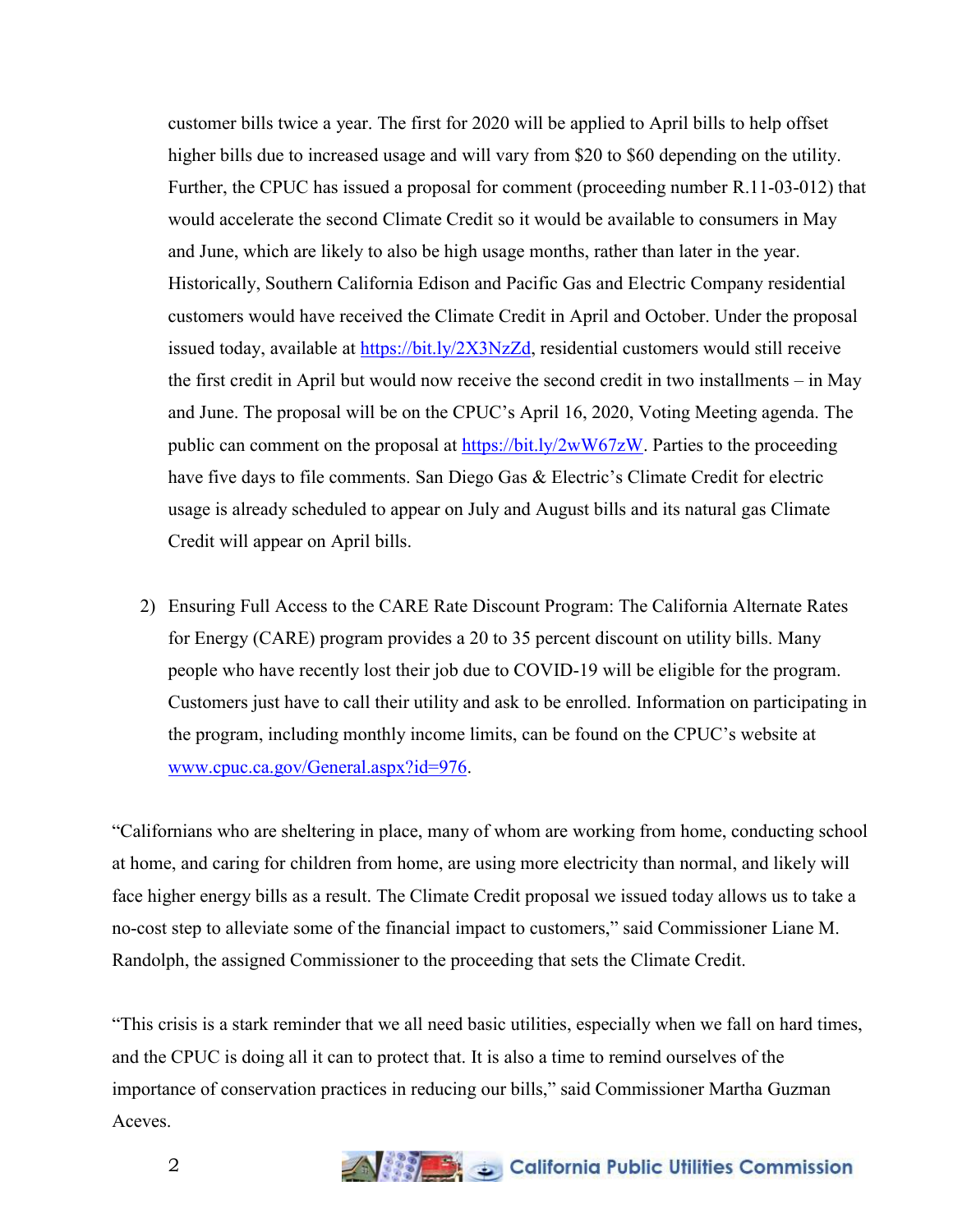customer bills twice a year. The first for 2020 will be applied to April bills to help offset higher bills due to increased usage and will vary from $20 to $60 depending on the utility. Further, the CPUC has issued a proposal for comment (proceeding number R.11-03-012) that would accelerate the second Climate Credit so it would be available to consumers in May and June, which are likely to also be high usage months, rather than later in the year. Historically, Southern California Edison and Pacific Gas and Electric Company residential customers would have received the Climate Credit in April and October. Under the proposal issued today, available at https://bit.ly/2X3NzZd, residential customers would still receive the first credit in April but would now receive the second credit in two installments – in May and June. The proposal will be on the CPUC's April 16, 2020, Voting Meeting agenda. The public can comment on the proposal at https://bit.ly/2wW67zW. Parties to the proceeding have five days to file comments. San Diego Gas & Electric's Climate Credit for electric usage is already scheduled to appear on July and August bills and its natural gas Climate Credit will appear on April bills.

2) Ensuring Full Access to the CARE Rate Discount Program: The California Alternate Rates for Energy (CARE) program provides a 20 to 35 percent discount on utility bills. Many people who have recently lost their job due to COVID-19 will be eligible for the program. Customers just have to call their utility and ask to be enrolled. Information on participating in the program, including monthly income limits, can be found on the CPUC's website at www.cpuc.ca.gov/General.aspx?id=976.

"Californians who are sheltering in place, many of whom are working from home, conducting school at home, and caring for children from home, are using more electricity than normal, and likely will face higher energy bills as a result. The Climate Credit proposal we issued today allows us to take a no-cost step to alleviate some of the financial impact to customers," said Commissioner Liane M. Randolph, the assigned Commissioner to the proceeding that sets the Climate Credit.

"This crisis is a stark reminder that we all need basic utilities, especially when we fall on hard times, and the CPUC is doing all it can to protect that. It is also a time to remind ourselves of the importance of conservation practices in reducing our bills," said Commissioner Martha Guzman Aceves.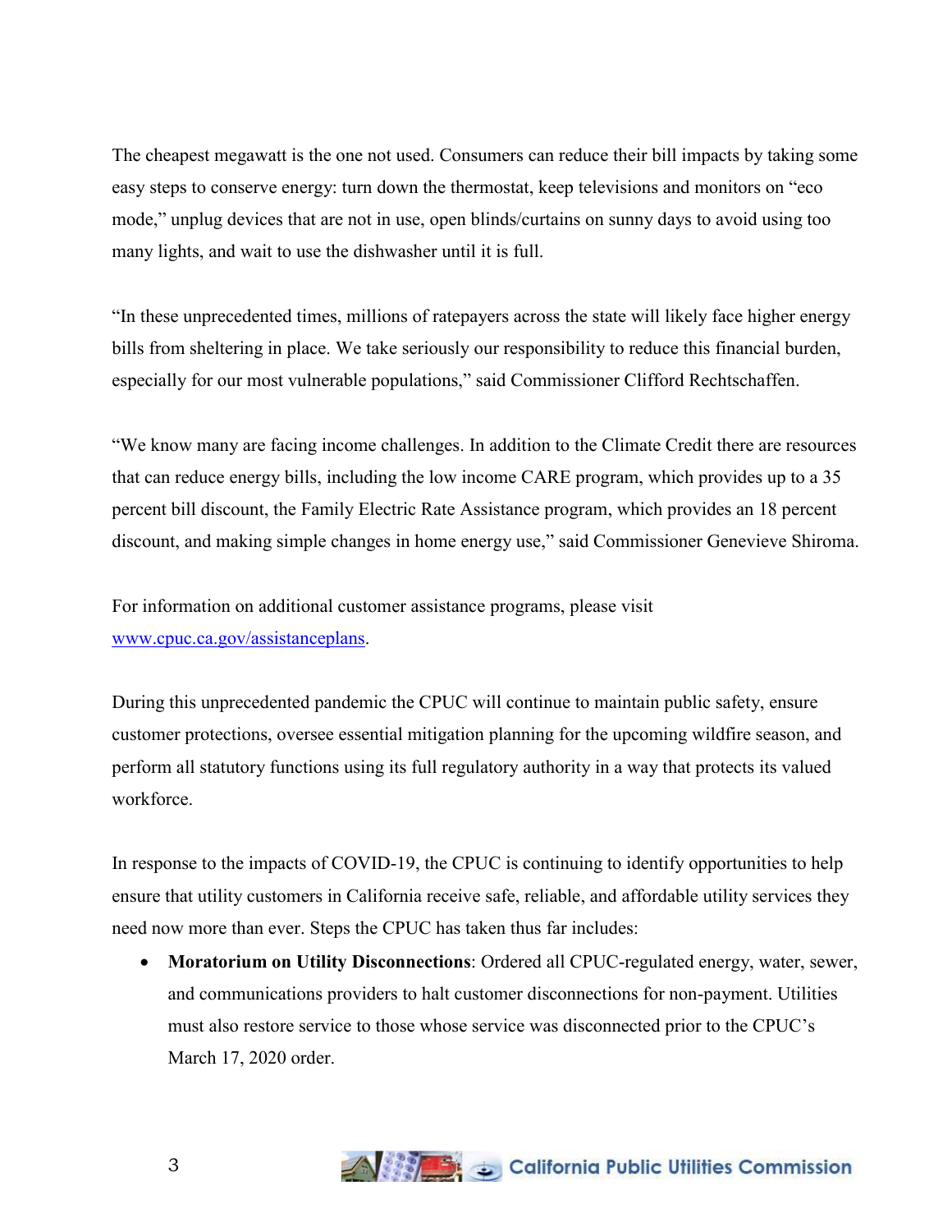The cheapest megawatt is the one not used. Consumers can reduce their bill impacts by taking some easy steps to conserve energy: turn down the thermostat, keep televisions and monitors on “eco mode,” unplug devices that are not in use, open blinds/curtains on sunny days to avoid using too many lights, and wait to use the dishwasher until it is full.

“In these unprecedented times, millions of ratepayers across the state will likely face higher energy bills from sheltering in place. We take seriously our responsibility to reduce this financial burden, especially for our most vulnerable populations,” said Commissioner Clifford Rechtschaffen.

“We know many are facing income challenges. In addition to the Climate Credit there are resources that can reduce energy bills, including the low income CARE program, which provides up to a 35 percent bill discount, the Family Electric Rate Assistance program, which provides an 18 percent discount, and making simple changes in home energy use,” said Commissioner Genevieve Shiroma.

For information on additional customer assistance programs, please visit [www.cpuc.ca.gov/assistanceplans](http://www.cpuc.ca.gov/assistanceplans).

During this unprecedented pandemic the CPUC will continue to maintain public safety, ensure customer protections, oversee essential mitigation planning for the upcoming wildfire season, and perform all statutory functions using its full regulatory authority in a way that protects its valued workforce.

In response to the impacts of COVID-19, the CPUC is continuing to identify opportunities to help ensure that utility customers in California receive safe, reliable, and affordable utility services they need now more than ever. Steps the CPUC has taken thus far includes:

- **Moratorium on Utility Disconnections**: Ordered all CPUC-regulated energy, water, sewer, and communications providers to halt customer disconnections for non-payment. Utilities must also restore service to those whose service was disconnected prior to the CPUC’s March 17, 2020 order.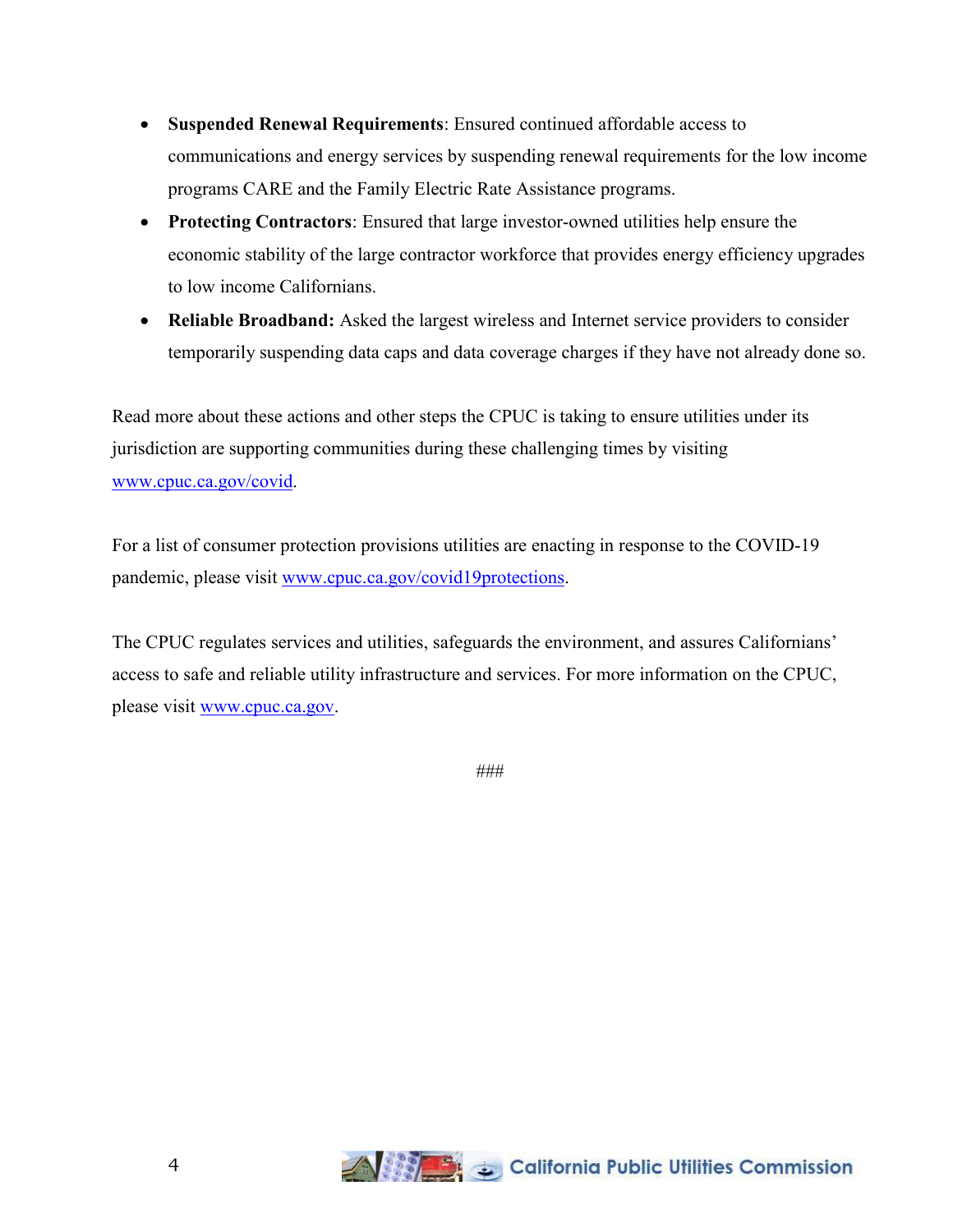- **Suspended Renewal Requirements**: Ensured continued affordable access to communications and energy services by suspending renewal requirements for the low income programs CARE and the Family Electric Rate Assistance programs.
- **Protecting Contractors**: Ensured that large investor-owned utilities help ensure the economic stability of the large contractor workforce that provides energy efficiency upgrades to low income Californians.
- **Reliable Broadband:** Asked the largest wireless and Internet service providers to consider temporarily suspending data caps and data coverage charges if they have not already done so.

Read more about these actions and other steps the CPUC is taking to ensure utilities under its jurisdiction are supporting communities during these challenging times by visiting www.cpuc.ca.gov/covid.

For a list of consumer protection provisions utilities are enacting in response to the COVID-19 pandemic, please visit www.cpuc.ca.gov/covid19protections.

The CPUC regulates services and utilities, safeguards the environment, and assures Californians' access to safe and reliable utility infrastructure and services. For more information on the CPUC, please visit www.cpuc.ca.gov.

###